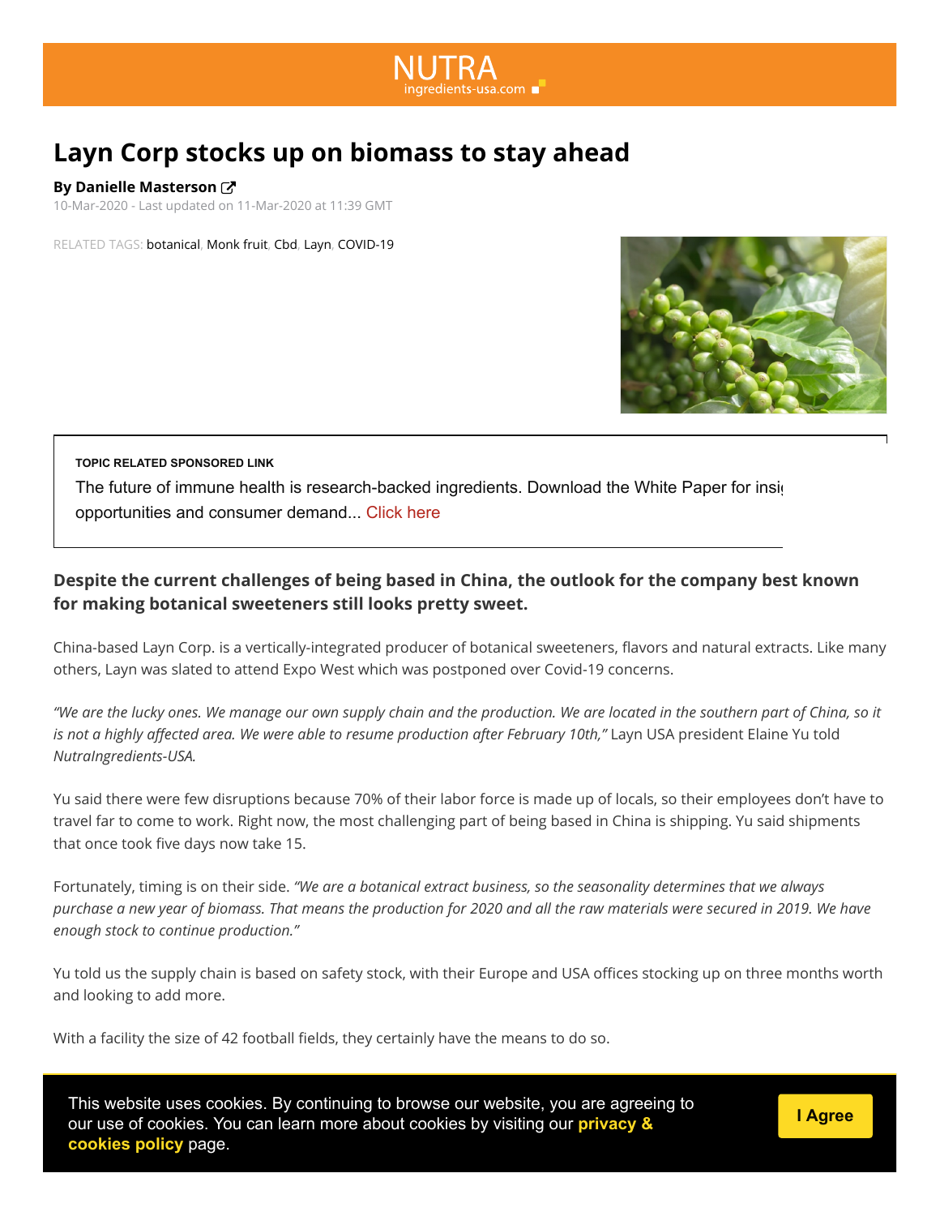# Layn Corp stocks up on biomass to stay ahead

**By Danielle Masterson**

10-Mar-2020 - Last updated on 11-Mar-2020 at 11:39 GMT

RELATED TAGS: botanical, Monk fruit, Cbd, Layn, COVID-19

**TOPIC RELATED SPONSORED LINK**

The future of immune health is research-backed ingredients. Download the White Paper for insi opportunities and consumer demand... Click here

**Despite the current challenges of being based in China, the outlook for the company best known for making botanical sweeteners still looks pretty sweet.**

China-based Layn Corp. is a vertically-integrated producer of botanical sweeteners, flavors and natural extracts. Like many others, Layn was slated to attend Expo West which was postponed over Covid-19 concerns.

*"We are the lucky ones. We manage our own supply chain and the production. We are located in the southern part of China, so it is not a highly affected area. We were able to resume production after February 10th,"* Layn USA president Elaine Yu told *NutraIngredients-USA.*

Yu said there were few disruptions because 70% of their labor force is made up of locals, so their employees don't have to travel far to come to work. Right now, the most challenging part of being based in China is shipping. Yu said shipments that once took five days now take 15.

Fortunately, timing is on their side. *"We are a botanical extract business, so the seasonality determines that we always purchase a new year of biomass. That means the production for 2020 and all the raw materials were secured in 2019. We have enough stock to continue production."*

Yu told us the supply chain is based on safety stock, with their Europe and USA offices stocking up on three months worth and looking to add more.

With a facility the size of 42 football fields, they certainly have the means to do so.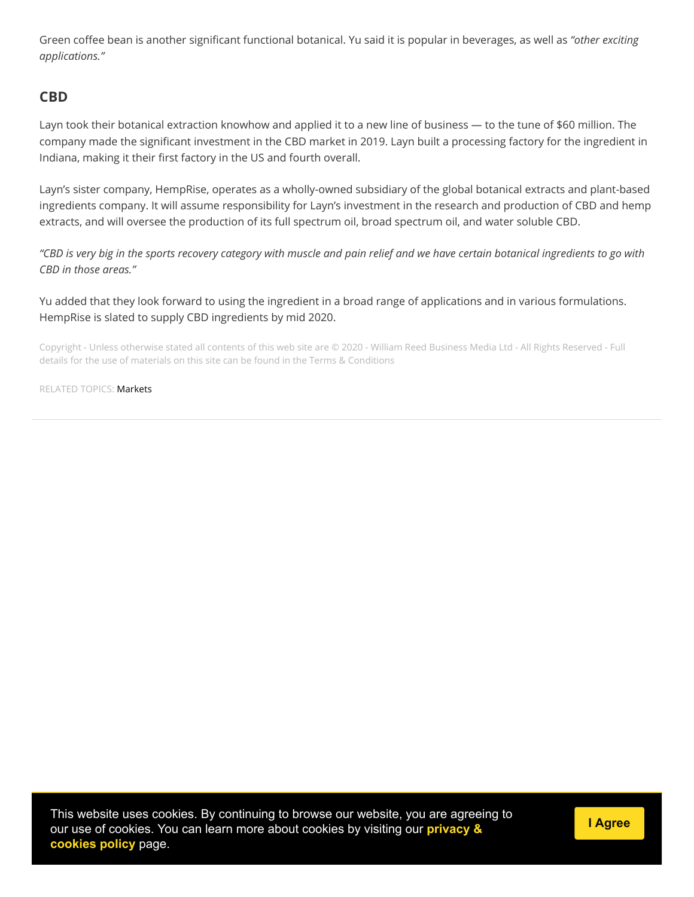Green coffee bean is another significant functional botanical. Yu said it is popular in beverages, as well as *"other exciting applications."*

## CBD

Layn took their botanical extraction knowhow and applied it to a new line of business — to the tune of $60 million. The company made the significant investment in the CBD market in 2019. Layn built a processing factory for the ingredient in Indiana, making it their first factory in the US and fourth overall.

Layn's sister company, HempRise, operates as a wholly-owned subsidiary of the global botanical extracts and plant-based ingredients company. It will assume responsibility for Layn's investment in the research and production of CBD and hemp extracts, and will oversee the production of its full spectrum oil, broad spectrum oil, and water soluble CBD.

*"CBD is very big in the sports recovery category with muscle and pain relief and we have certain botanical ingredients to go with CBD in those areas."*

Yu added that they look forward to using the ingredient in a broad range of applications and in various formulations. HempRise is slated to supply CBD ingredients by mid 2020.

Copyright - Unless otherwise stated all contents of this web site are © 2020 - William Reed Business Media Ltd - All Rights Reserved - Full details for the use of materials on this site can be found in the Terms & Conditions

RELATED TOPICS: Markets

This website uses cookies. By continuing to browse our website, you are agreeing to our use of cookies. You can learn more about cookies by visiting our **privacy & cookies policy** page.

I Agree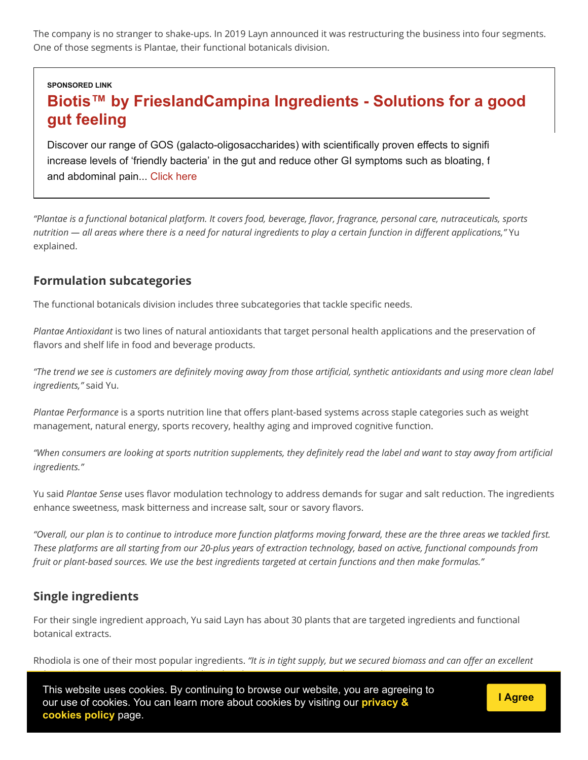The company is no stranger to shake-ups. In 2019 Layn announced it was restructuring the business into four segments. One of those segments is Plantae, their functional botanicals division.

*"Plantae is a functional botanical platform. It covers food, beverage, flavor, fragrance, personal care, nutraceuticals, sports nutrition — all areas where there is a need for natural ingredients to play a certain function in different applications,"* Yu explained.

## Formulation subcategories

The functional botanicals division includes three subcategories that tackle specific needs.

*Plantae Antioxidant* is two lines of natural antioxidants that target personal health applications and the preservation of flavors and shelf life in food and beverage products.

*"The trend we see is customers are definitely moving away from those artificial, synthetic antioxidants and using more clean label ingredients,"* said Yu.

*Plantae Performance* is a sports nutrition line that offers plant-based systems across staple categories such as weight management, natural energy, sports recovery, healthy aging and improved cognitive function.

*"When consumers are looking at sports nutrition supplements, they definitely read the label and want to stay away from artificial ingredients."*

Yu said *Plantae Sense* uses flavor modulation technology to address demands for sugar and salt reduction. The ingredients enhance sweetness, mask bitterness and increase salt, sour or savory flavors.

*"Overall, our plan is to continue to introduce more function platforms moving forward, these are the three areas we tackled first. These platforms are all starting from our 20-plus years of extraction technology, based on active, functional compounds from fruit or plant-based sources. We use the best ingredients targeted at certain functions and then make formulas."*

## Single ingredients

For their single ingredient approach, Yu said Layn has about 30 plants that are targeted ingredients and functional botanical extracts.

Rhodiola is one of their most popular ingredients. *"It is in tight supply, but we secured biomass and can offer an excellent*